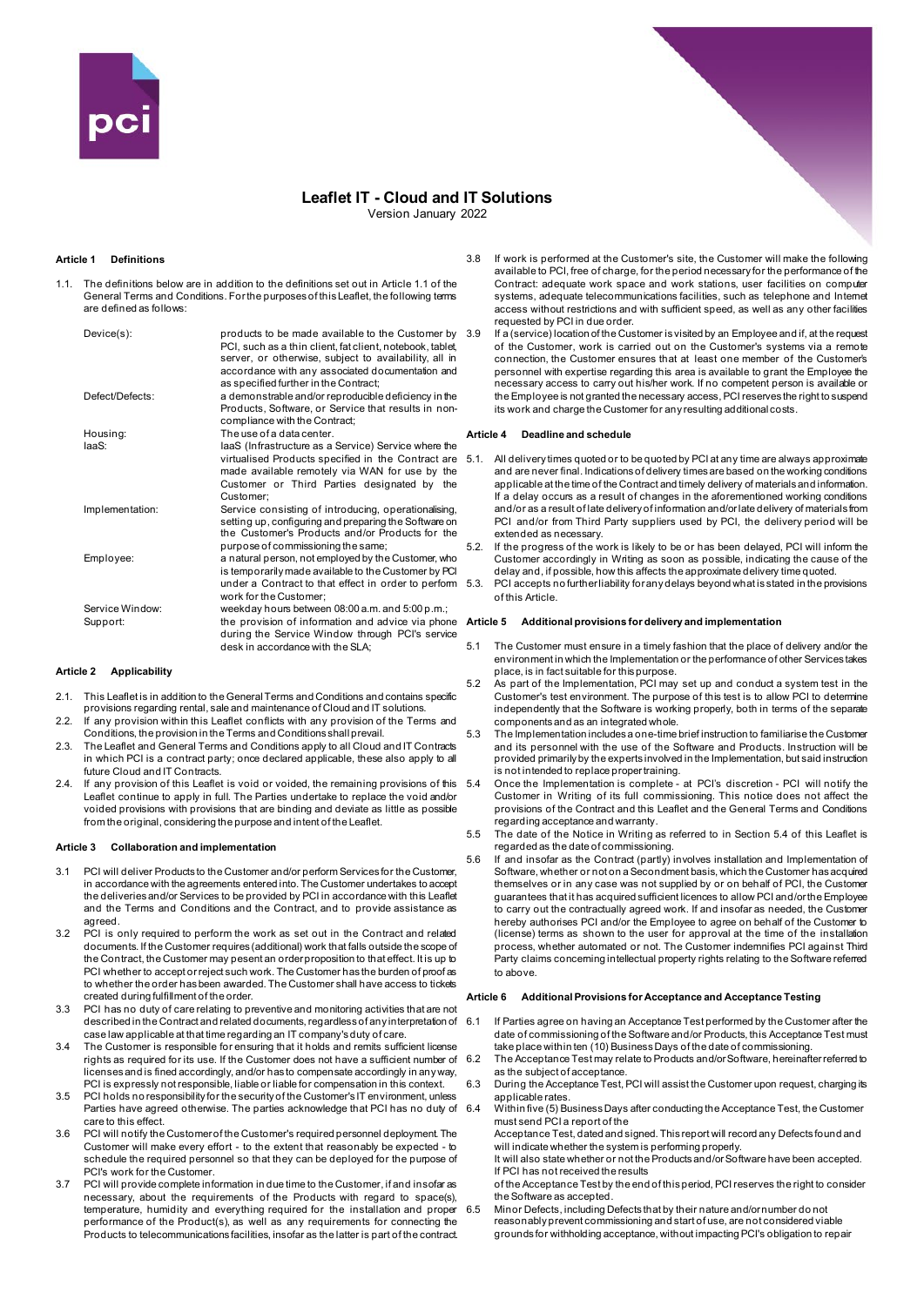# Leaflet IT - Cloud and IT Solutions

Version January 2022

## Article 1 Definitions

1.1. The definitions below are in addition to the definitions set out in Article 1.1 of the General Terms and Conditions. For the purposes of this Leaflet, the following terms are defined as follows:

| | |
|---|---|
| Device(s): | products to be made available to the Customer by PCI, such as a thin client, fat client, notebook, tablet, server, or otherwise, subject to availability, all in accordance with any associated documentation and as specified further in the Contract; |
| Defect/Defects: | a demonstrable and/or reproducible deficiency in the Products, Software, or Service that results in non-compliance with the Contract; |
| Housing: | The use of a data center. |
| IaaS: | IaaS (Infrastructure as a Service) Service where the virtualised Products specified in the Contract are made available remotely via WAN for use by the Customer or Third Parties designated by the Customer; |
| Implementation: | Service consisting of introducing, operationalising, setting up, configuring and preparing the Software on the Customer's Products and/or Products for the purpose of commissioning the same; |
| Employee: | a natural person, not employed by the Customer, who is temporarily made available to the Customer by PCI under a Contract to that effect in order to perform work for the Customer; |
| Service Window: | weekday hours between 08:00 a.m. and 5:00 p.m.; |
| Support: | the provision of information and advice via phone during the Service Window through PCI's service desk in accordance with the SLA; |

## Article 2 Applicability

2.1. This Leaflet is in addition to the General Terms and Conditions and contains specific provisions regarding rental, sale and maintenance of Cloud and IT solutions.

2.2. If any provision within this Leaflet conflicts with any provision of the Terms and Conditions, the provision in the Terms and Conditions shall prevail.

2.3. The Leaflet and General Terms and Conditions apply to all Cloud and IT Contracts in which PCI is a contract party; once declared applicable, these also apply to all future Cloud and IT Contracts.

2.4. If any provision of this Leaflet is void or voided, the remaining provisions of this Leaflet continue to apply in full. The Parties undertake to replace the void and/or voided provisions with provisions that are binding and deviate as little as possible from the original, considering the purpose and intent of the Leaflet.

## Article 3 Collaboration and implementation

3.1 PCI will deliver Products to the Customer and/or perform Services for the Customer, in accordance with the agreements entered into. The Customer undertakes to accept the deliveries and/or Services to be provided by PCI in accordance with this Leaflet and the Terms and Conditions and the Contract, and to provide assistance as agreed.

3.2 PCI is only required to perform the work as set out in the Contract and related documents. If the Customer requires (additional) work that falls outside the scope of the Contract, the Customer may pesent an order proposition to that effect. It is up to PCI whether to accept or reject such work. The Customer has the burden of proof as to whether the order has been awarded. The Customer shall have access to tickets created during fulfillment of the order.

3.3 PCI has no duty of care relating to preventive and monitoring activities that are not described in the Contract and related documents, regardless of any interpretation of case law applicable at that time regarding an IT company's duty of care.

3.4 The Customer is responsible for ensuring that it holds and remits sufficient license rights as required for its use. If the Customer does not have a sufficient number of licenses and is fined accordingly, and/or has to compensate accordingly in any way, PCI is expressly not responsible, liable or liable for compensation in this context.

3.5 PCI holds no responsibility for the security of the Customer's IT environment, unless Parties have agreed otherwise. The parties acknowledge that PCI has no duty of care to this effect.

3.6 PCI will notify the Customer of the Customer's required personnel deployment. The Customer will make every effort - to the extent that reasonably be expected - to schedule the required personnel so that they can be deployed for the purpose of PCI's work for the Customer.

3.7 PCI will provide complete information in due time to the Customer, if and insofar as necessary, about the requirements of the Products with regard to space(s), temperature, humidity and everything required for the installation and proper performance of the Product(s), as well as any requirements for connecting the Products to telecommunications facilities, insofar as the latter is part of the contract.

3.8 If work is performed at the Customer's site, the Customer will make the following available to PCI, free of charge, for the period necessary for the performance of the Contract: adequate work space and work stations, user facilities on computer systems, adequate telecommunications facilities, such as telephone and Internet access without restrictions and with sufficient speed, as well as any other facilities requested by PCI in due order.

3.9 If a (service) location of the Customer is visited by an Employee and if, at the request of the Customer, work is carried out on the Customer's systems via a remote connection, the Customer ensures that at least one member of the Customer's personnel with expertise regarding this area is available to grant the Employee the necessary access to carry out his/her work. If no competent person is available or the Employee is not granted the necessary access, PCI reserves the right to suspend its work and charge the Customer for any resulting additional costs.

## Article 4 Deadline and schedule

5.1. All delivery times quoted or to be quoted by PCI at any time are always approximate and are never final. Indications of delivery times are based on the working conditions applicable at the time of the Contract and timely delivery of materials and information. If a delay occurs as a result of changes in the aforementioned working conditions and/or as a result of late delivery of information and/or late delivery of materials from PCI and/or from Third Party suppliers used by PCI, the delivery period will be extended as necessary.

5.2. If the progress of the work is likely to be or has been delayed, PCI will inform the Customer accordingly in Writing as soon as possible, indicating the cause of the delay and, if possible, how this affects the approximate delivery time quoted.

5.3. PCI accepts no further liability for any delays beyond what is stated in the provisions of this Article.

## Article 5 Additional provisions for delivery and implementation

5.1 The Customer must ensure in a timely fashion that the place of delivery and/or the environment in which the Implementation or the performance of other Services take place, is in fact suitable for this purpose.

5.2 As part of the Implementation, PCI may set up and conduct a system test in the Customer's test environment. The purpose of this test is to allow PCI to determine independently that the Software is working properly, both in terms of the separate components and as an integrated whole.

5.3 The Implementation includes a one-time brief instruction to familiarise the Customer and its personnel with the use of the Software and Products. Instruction will be provided primarily by the experts involved in the Implementation, but said instruction is not intended to replace proper training.

5.4 Once the Implementation is complete - at PCI's discretion - PCI will notify the Customer in Writing of its full commissioning. This notice does not affect the provisions of the Contract and this Leaflet and the General Terms and Conditions regarding acceptance and warranty.

5.5 The date of the Notice in Writing as referred to in Section 5.4 of this Leaflet is regarded as the date of commissioning.

5.6 If and insofar as the Contract (partly) involves installation and Implementation of Software, whether or not on a Secondment basis, which the Customer has acquired themselves or in any case was not supplied by or on behalf of PCI, the Customer guarantees that it has acquired sufficient licences to allow PCI and/or the Employee to carry out the contractually agreed work. If and insofar as needed, the Customer hereby authorises PCI and/or the Employee to agree on behalf of the Customer to (license) terms as shown to the user for approval at the time of the installation process, whether automated or not. The Customer indemnifies PCI against Third Party claims concerning intellectual property rights relating to the Software referred to above.

## Article 6 Additional Provisions for Acceptance and Acceptance Testing

6.1 If Parties agree on having an Acceptance Test performed by the Customer after the date of commissioning of the Software and/or Products, this Acceptance Test must take place within ten (10) Business Days of the date of commissioning.

6.2 The Acceptance Test may relate to Products and/or Software, hereinafter referred to as the subject of acceptance.

6.3 During the Acceptance Test, PCI will assist the Customer upon request, charging its applicable rates.

6.4 Within five (5) Business Days after conducting the Acceptance Test, the Customer must send PCI a report of the Acceptance Test, dated and signed. This report will record any Defects found and will indicate whether the system is performing properly. It will also state whether or not the Products and/or Software have been accepted. If PCI has not received the results of the Acceptance Test by the end of this period, PCI reserves the right to consider the Software as accepted.

6.5 Minor Defects, including Defects that by their nature and/or number do not reasonably prevent commissioning and start of use, are not considered viable grounds for withholding acceptance, without impacting PCI's obligation to repair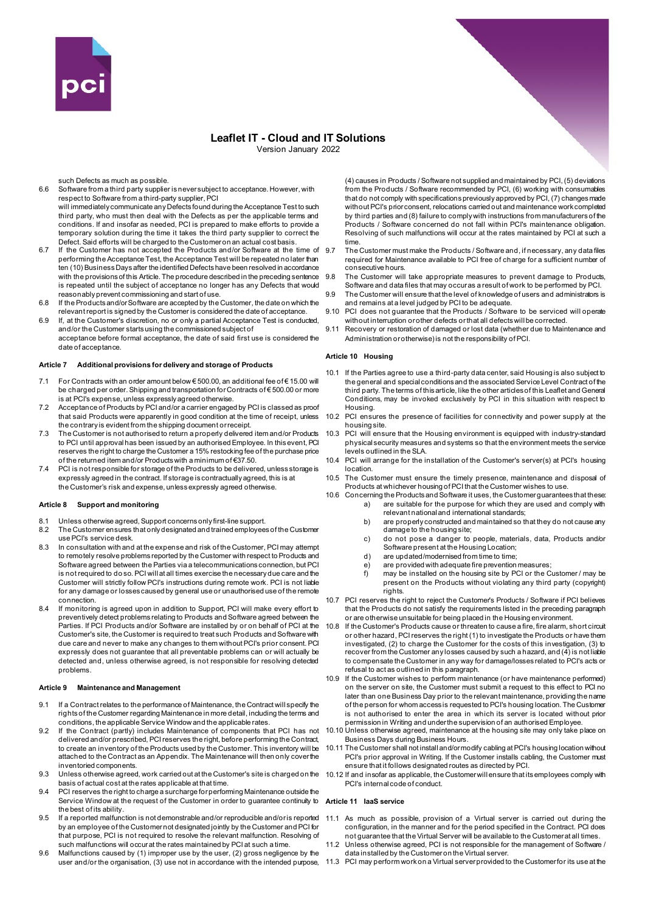such Defects as much as possible.

6.6 Software from a third party supplier is never subject to acceptance. However, with respect to Software from a third-party supplier, PCI will immediately communicate any Defects found during the Acceptance Test to such third party, who must then deal with the Defects as per the applicable terms and conditions. If and insofar as needed, PCI is prepared to make efforts to provide a temporary solution during the time it takes the third party supplier to correct the Defect. Said efforts will be charged to the Customer on an actual cost basis.

6.7 If the Customer has not accepted the Products and/or Software at the time of performing the Acceptance Test, the Acceptance Test will be repeated no later than ten (10) Business Days after the identified Defects have been resolved in accordance with the provisions of this Article. The procedure described in the preceding sentence is repeated until the subject of acceptance no longer has any Defects that would reasonably prevent commissioning and start of use.

6.8 If the Products and/or Software are accepted by the Customer, the date on which the relevant report is signed by the Customer is considered the date of acceptance.

6.9 If, at the Customer's discretion, no or only a partial Acceptance Test is conducted, and/or the Customer starts using the commissioned subject of acceptance before formal acceptance, the date of said first use is considered the date of acceptance.

#### Article 7 Additional provisions for delivery and storage of Products

7.1 For Contracts with an order amount below € 500.00, an additional fee of € 15.00 will be charged per order. Shipping and transportation for Contracts of € 500.00 or more is at PCI's expense, unless expressly agreed otherwise.

7.2 Acceptance of Products by PCI and/or a carrier engaged by PCI is classed as proof that said Products were apparently in good condition at the time of receipt, unless the contrary is evident from the shipping document or receipt.

7.3 The Customer is not authorised to return a properly delivered item and/or Products to PCI until approval has been issued by an authorised Employee. In this event, PCI reserves the right to charge the Customer a 15% restocking fee of the purchase price of the returned item and/or Products with a minimum of €37.50.

7.4 PCI is not responsible for storage of the Products to be delivered, unless storage is expressly agreed in the contract. If storage is contractually agreed, this is at the Customer's risk and expense, unless expressly agreed otherwise.

#### Article 8 Support and monitoring

8.1 Unless otherwise agreed, Support concerns only first-line support.

8.2 The Customer ensures that only designated and trained employees of the Customer use PCI's service desk.

8.3 In consultation with and at the expense and risk of the Customer, PCI may attempt to remotely resolve problems reported by the Customer with respect to Products and Software agreed between the Parties via a telecommunications connection, but PCI is not required to do so. PCI will at all times exercise the necessary due care and the Customer will strictly follow PCI's instructions during remote work. PCI is not liable for any damage or losses caused by general use or unauthorised use of the remote connection.

8.4 If monitoring is agreed upon in addition to Support, PCI will make every effort to preventively detect problems relating to Products and Software agreed between the Parties. If PCI Products and/or Software are installed by or on behalf of PCI at the Customer's site, the Customer is required to treat such Products and Software with due care and never to make any changes to them without PCI's prior consent. PCI expressly does not guarantee that all preventable problems can or will actually be detected and, unless otherwise agreed, is not responsible for resolving detected problems.

#### Article 9 Maintenance and Management

9.1 If a Contract relates to the performance of Maintenance, the Contract will specify the rights of the Customer regarding Maintenance in more detail, including the terms and conditions, the applicable Service Window and the applicable rates.

9.2 If the Contract (partly) includes Maintenance of components that PCI has not delivered and/or prescribed, PCI reserves the right, before performing the Contract, to create an inventory of the Products used by the Customer. This inventory will be attached to the Contract as an Appendix. The Maintenance will then only cover the inventoried components.

9.3 Unless otherwise agreed, work carried out at the Customer's site is charged on the basis of actual cost at the rates applicable at that time.

9.4 PCI reserves the right to charge a surcharge for performing Maintenance outside the Service Window at the request of the Customer in order to guarantee continuity to the best of its ability.

9.5 If a reported malfunction is not demonstrable and/or reproducible and/or is reported by an employee of the Customer not designated jointly by the Customer and PCI for that purpose, PCI is not required to resolve the relevant malfunction. Resolving of such malfunctions will occur at the rates maintained by PCI at such a time.

9.6 Malfunctions caused by (1) improper use by the user, (2) gross negligence by the user and/or the organisation, (3) use not in accordance with the intended purpose, (4) causes in Products / Software not supplied and maintained by PCI, (5) deviations from the Products / Software recommended by PCI, (6) working with consumables that do not comply with specifications previously approved by PCI, (7) changes made without PCI's prior consent, relocations carried out and maintenance work completed by third parties and (8) failure to comply with instructions from manufacturers of the Products / Software concerned do not fall within PCI's maintenance obligation. Resolving of such malfunctions will occur at the rates maintained by PCI at such a time.

9.7 The Customer must make the Products / Software and, if necessary, any data files required for Maintenance available to PCI free of charge for a sufficient number of consecutive hours.

9.8 The Customer will take appropriate measures to prevent damage to Products, Software and data files that may occur as a result of work to be performed by PCI.

9.9 The Customer will ensure that the level of knowledge of users and administrators is and remains at a level judged by PCI to be adequate.

9.10 PCI does not guarantee that the Products / Software to be serviced will operate without interruption or other defects or that all defects will be corrected.

9.11 Recovery or restoration of damaged or lost data (whether due to Maintenance and Administration or otherwise) is not the responsibility of PCI.

#### Article 10 Housing

10.1 If the Parties agree to use a third-party data center, said Housing is also subject to the general and special conditions and the associated Service Level Contract of the third party. The terms of this article, like the other articles of this Leaflet and General Conditions, may be invoked exclusively by PCI in this situation with respect to Housing.

10.2 PCI ensures the presence of facilities for connectivity and power supply at the housing site.

10.3 PCI will ensure that the Housing environment is equipped with industry-standard physical security measures and systems so that the environment meets the service levels outlined in the SLA.

10.4 PCI will arrange for the installation of the Customer's server(s) at PCI's housing location.

10.5 The Customer must ensure the timely presence, maintenance and disposal of Products at whichever housing of PCI that the Customer wishes to use.

10.6 Concerning the Products and Software it uses, the Customer guarantees that these:
   a) are suitable for the purpose for which they are used and comply with relevant national and international standards;
   b) are properly constructed and maintained so that they do not cause any damage to the housing site;
   c) do not pose a danger to people, materials, data, Products and/or Software present at the Housing Location;
   d) are updated/modernised from time to time;
   e) are provided with adequate fire prevention measures;
   f) may be installed on the housing site by PCI or the Customer / may be present on the Products without violating any third party (copyright) rights.

10.7 PCI reserves the right to reject the Customer's Products / Software if PCI believes that the Products do not satisfy the requirements listed in the preceding paragraph or are otherwise unsuitable for being placed in the Housing environment.

10.8 If the Customer's Products cause or threaten to cause a fire, fire alarm, short circuit or other hazard, PCI reserves the right (1) to investigate the Products or have them investigated, (2) to charge the Customer for the costs of this investigation, (3) to recover from the Customer any losses caused by such a hazard, and (4) is not liable to compensate the Customer in any way for damage/losses related to PCI's acts or refusal to act as outlined in this paragraph.

10.9 If the Customer wishes to perform maintenance (or have maintenance performed) on the server on site, the Customer must submit a request to this effect to PCI no later than one Business Day prior to the relevant maintenance, providing the name of the person for whom access is requested to PCI's housing location. The Customer is not authorised to enter the area in which its server is located without prior permission in Writing and under the supervision of an authorised Employee.

10.10 Unless otherwise agreed, maintenance at the housing site may only take place on Business Days during Business Hours.

10.11 The Customer shall not install and/or modify cabling at PCI's housing location without PCI's prior approval in Writing. If the Customer installs cabling, the Customer must ensure that it follows designated routes as directed by PCI.

10.12 If and insofar as applicable, the Customer will ensure that its employees comply with PCI's internal code of conduct.

#### Article 11 IaaS service

11.1 As much as possible, provision of a Virtual server is carried out during the configuration, in the manner and for the period specified in the Contract. PCI does not guarantee that the Virtual Server will be available to the Customer at all times.

11.2 Unless otherwise agreed, PCI is not responsible for the management of Software / data installed by the Customer on the Virtual server.

11.3 PCI may perform work on a Virtual server provided to the Customer for its use at the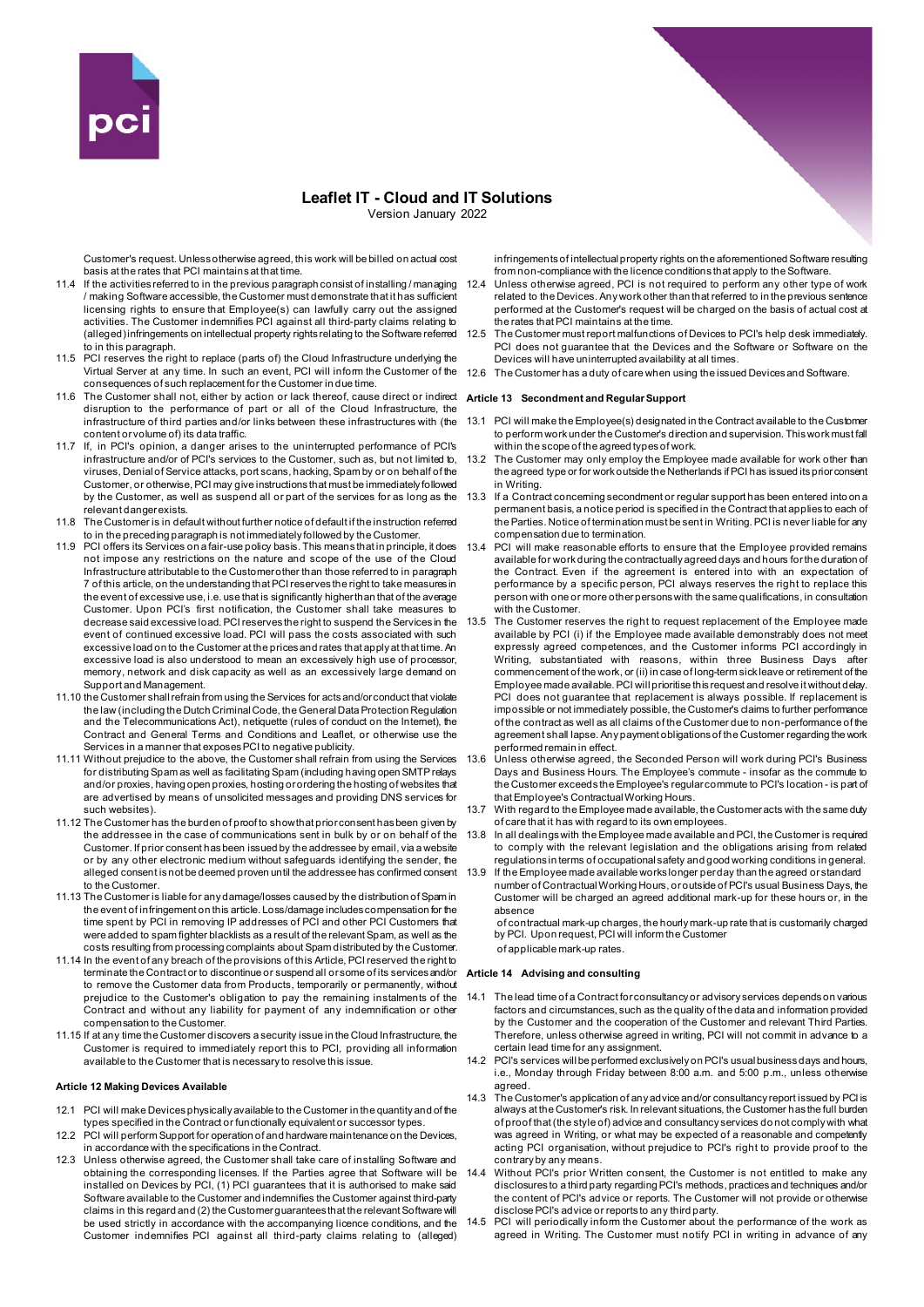Customer's request. Unless otherwise agreed, this work will be billed on actual cost basis at the rates that PCI maintains at that time.

11.4 If the activities referred to in the previous paragraph consist of installing / managing / making Software accessible, the Customer must demonstrate that it has sufficient licensing rights to ensure that Employee(s) can lawfully carry out the assigned activities. The Customer indemnifies PCI against all third-party claims relating to (alleged) infringements on intellectual property rights relating to the Software referred to in this paragraph.

11.5 PCI reserves the right to replace (parts of) the Cloud Infrastructure underlying the Virtual Server at any time. In such an event, PCI will inform the Customer of the consequences of such replacement for the Customer in due time.

11.6 The Customer shall not, either by action or lack thereof, cause direct or indirect disruption to the performance of part or all of the Cloud Infrastructure, the infrastructure of third parties and/or links between these infrastructures with (the content or volume of) its data traffic.

11.7 If, in PCI's opinion, a danger arises to the uninterrupted performance of PCI's infrastructure and/or of PCI's services to the Customer, such as, but not limited to, viruses, Denial of Service attacks, port scans, hacking, Spam by or on behalf of the Customer, or otherwise, PCI may give instructions that must be immediately followed by the Customer, as well as suspend all or part of the services for as long as the relevant danger exists.

11.8 The Customer is in default without further notice of default if the instruction referred to in the preceding paragraph is not immediately followed by the Customer.

11.9 PCI offers its Services on a fair-use policy basis. This means that in principle, it does not impose any restrictions on the nature and scope of the use of the Cloud Infrastructure attributable to the Customer other than those referred to in paragraph 7 of this article, on the understanding that PCI reserves the right to take measures in the event of excessive use, i.e. use that is significantly higher than that of the average Customer. Upon PCI's first notification, the Customer shall take measures to decrease said excessive load. PCI reserves the right to suspend the Services in the event of continued excessive load. PCI will pass the costs associated with such excessive load on to the Customer at the prices and rates that apply at that time. An excessive load is also understood to mean an excessively high use of processor, memory, network and disk capacity as well as an excessively large demand on Support and Management.

11.10 the Customer shall refrain from using the Services for acts and/or conduct that violate the law (including the Dutch Criminal Code, the General Data Protection Regulation and the Telecommunications Act), netiquette (rules of conduct on the Internet), the Contract and General Terms and Conditions and Leaflet, or otherwise use the Services in a manner that exposes PCI to negative publicity.

11.11 Without prejudice to the above, the Customer shall refrain from using the Services for distributing Spam as well as facilitating Spam (including having open SMTP relays and/or proxies, having open proxies, hosting or ordering the hosting of websites that are advertised by means of unsolicited messages and providing DNS services for such websites).

11.12 The Customer has the burden of proof to show that prior consent has been given by the addressee in the case of communications sent in bulk by or on behalf of the Customer. If prior consent has been issued by the addressee by email, via a website or by any other electronic medium without safeguards identifying the sender, the alleged consent is not be deemed proven until the addressee has confirmed consent to the Customer.

11.13 The Customer is liable for any damage/losses caused by the distribution of Spam in the event of infringement on this article. Loss/damage includes compensation for the time spent by PCI in removing IP addresses of PCI and other PCI Customers that were added to spam fighter blacklists as a result of the relevant Spam, as well as the costs resulting from processing complaints about Spam distributed by the Customer.

11.14 In the event of any breach of the provisions of this Article, PCI reserved the right to terminate the Contract or to discontinue or suspend all or some of its services and/or to remove the Customer data from Products, temporarily or permanently, without prejudice to the Customer's obligation to pay the remaining instalments of the Contract and without any liability for payment of any indemnification or other compensation to the Customer.

11.15 If at any time the Customer discovers a security issue in the Cloud Infrastructure, the Customer is required to immediately report this to PCI, providing all information available to the Customer that is necessary to resolve this issue.

#### Article 12 Making Devices Available

12.1 PCI will make Devices physically available to the Customer in the quantity and of the types specified in the Contract or functionally equivalent or successor types.

12.2 PCI will perform Support for operation of and hardware maintenance on the Devices, in accordance with the specifications in the Contract.

12.3 Unless otherwise agreed, the Customer shall take care of installing Software and obtaining the corresponding licenses. If the Parties agree that Software will be installed on Devices by PCI, (1) PCI guarantees that it is authorised to make said Software available to the Customer and indemnifies the Customer against third-party claims in this regard and (2) the Customer guarantees that the relevant Software will be used strictly in accordance with the accompanying licence conditions, and the Customer indemnifies PCI against all third-party claims relating to (alleged) infringements of intellectual property rights on the aforementioned Software resulting from non-compliance with the licence conditions that apply to the Software.

12.4 Unless otherwise agreed, PCI is not required to perform any other type of work related to the Devices. Any work other than that referred to in the previous sentence performed at the Customer's request will be charged on the basis of actual cost at the rates that PCI maintains at the time.

12.5 The Customer must report malfunctions of Devices to PCI's help desk immediately. PCI does not guarantee that the Devices and the Software or Software on the Devices will have uninterrupted availability at all times.

12.6 The Customer has a duty of care when using the issued Devices and Software.

#### Article 13 Secondment and Regular Support

13.1 PCI will make the Employee(s) designated in the Contract available to the Customer to perform work under the Customer's direction and supervision. This work must fall within the scope of the agreed types of work.

13.2 The Customer may only employ the Employee made available for work other than the agreed type or for work outside the Netherlands if PCI has issued its prior consent in Writing.

13.3 If a Contract concerning secondment or regular support has been entered into on a permanent basis, a notice period is specified in the Contract that applies to each of the Parties. Notice of termination must be sent in Writing. PCI is never liable for any compensation due to termination.

13.4 PCI will make reasonable efforts to ensure that the Employee provided remains available for work during the contractually agreed days and hours for the duration of the Contract. Even if the agreement is entered into with an expectation of performance by a specific person, PCI always reserves the right to replace this person with one or more other persons with the same qualifications, in consultation with the Customer.

13.5 The Customer reserves the right to request replacement of the Employee made available by PCI (i) if the Employee made available demonstrably does not meet expressly agreed competences, and the Customer informs PCI accordingly in Writing, substantiated with reasons, within three Business Days after commencement of the work, or (ii) in case of long-term sick leave or retirement of the Employee made available. PCI will prioritise this request and resolve it without delay. PCI does not guarantee that replacement is always possible. If replacement is impossible or not immediately possible, the Customer's claims to further performance of the contract as well as all claims of the Customer due to non-performance of the agreement shall lapse. Any payment obligations of the Customer regarding the work performed remain in effect.

13.6 Unless otherwise agreed, the Seconded Person will work during PCI's Business Days and Business Hours. The Employee's commute - insofar as the commute to the Customer exceeds the Employee's regular commute to PCI's location - is part of that Employee's Contractual Working Hours.

13.7 With regard to the Employee made available, the Customer acts with the same duty of care that it has with regard to its own employees.

13.8 In all dealings with the Employee made available and PCI, the Customer is required to comply with the relevant legislation and the obligations arising from related regulations in terms of occupational safety and good working conditions in general.

13.9 If the Employee made available works longer per day than the agreed or standard number of Contractual Working Hours, or outside of PCI's usual Business Days, the Customer will be charged an agreed additional mark-up for these hours or, in the absence of contractual mark-up charges, the hourly mark-up rate that is customarily charged by PCI. Upon request, PCI will inform the Customer of applicable mark-up rates.

#### Article 14 Advising and consulting

14.1 The lead time of a Contract for consultancy or advisory services depends on various factors and circumstances, such as the quality of the data and information provided by the Customer and the cooperation of the Customer and relevant Third Parties. Therefore, unless otherwise agreed in writing, PCI will not commit in advance to a certain lead time for any assignment.

14.2 PCI's services will be performed exclusively on PCI's usual business days and hours, i.e., Monday through Friday between 8:00 a.m. and 5:00 p.m., unless otherwise agreed.

14.3 The Customer's application of any advice and/or consultancy report issued by PCI is always at the Customer's risk. In relevant situations, the Customer has the full burden of proof that (the style of) advice and consultancy services do not comply with what was agreed in Writing, or what may be expected of a reasonable and competently acting PCI organisation, without prejudice to PCI's right to provide proof to the contrary by any means.

14.4 Without PCI's prior Written consent, the Customer is not entitled to make any disclosures to a third party regarding PCI's methods, practices and techniques and/or the content of PCI's advice or reports. The Customer will not provide or otherwise disclose PCI's advice or reports to any third party.

14.5 PCI will periodically inform the Customer about the performance of the work as agreed in Writing. The Customer must notify PCI in writing in advance of any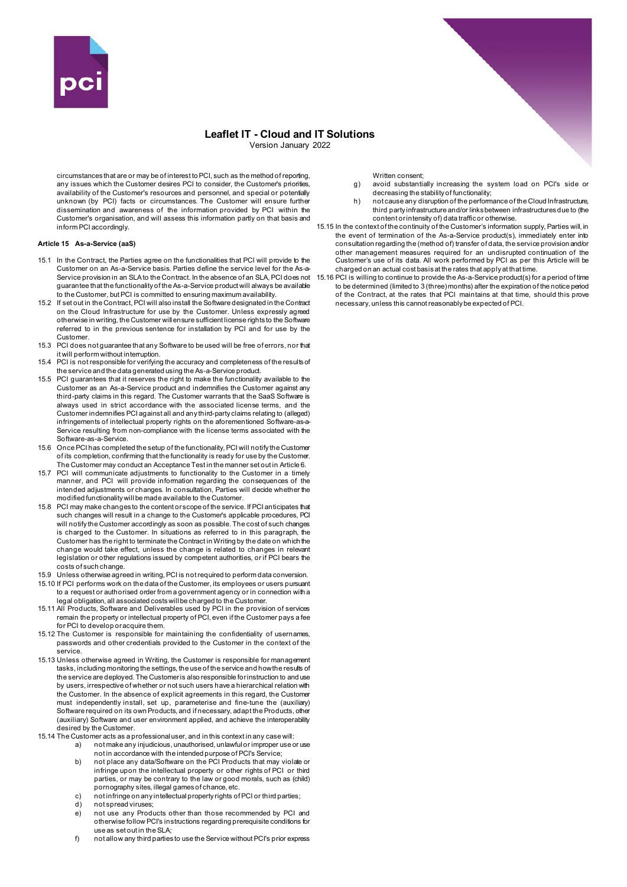circumstances that are or may be of interest to PCI, such as the method of reporting, any issues which the Customer desires PCI to consider, the Customer's priorities, availability of the Customer's resources and personnel, and special or potentially unknown (by PCI) facts or circumstances. The Customer will ensure further dissemination and awareness of the information provided by PCI within the Customer's organisation, and will assess this information partly on that basis and inform PCI accordingly.

#### Article 15 As-a-Service (aaS)

15.1 In the Contract, the Parties agree on the functionalities that PCI will provide to the Customer on an As-a-Service basis. Parties define the service level for the As-a-Service provision in an SLA to the Contract. In the absence of an SLA, PCI does not guarantee that the functionality of the As-a-Service product will always be available to the Customer, but PCI is committed to ensuring maximum availability.

15.2 If set out in the Contract, PCI will also install the Software designated in the Contract on the Cloud Infrastructure for use by the Customer. Unless expressly agreed otherwise in writing, the Customer will ensure sufficient license rights to the Software referred to in the previous sentence for installation by PCI and for use by the Customer.

15.3 PCI does not guarantee that any Software to be used will be free of errors, nor that it will perform without interruption.

15.4 PCI is not responsible for verifying the accuracy and completeness of the results of the service and the data generated using the As-a-Service product.

15.5 PCI guarantees that it reserves the right to make the functionality available to the Customer as an As-a-Service product and indemnifies the Customer against any third-party claims in this regard. The Customer warrants that the SaaS Software is always used in strict accordance with the associated license terms, and the Customer indemnifies PCI against all and any third-party claims relating to (alleged) infringements of intellectual property rights on the aforementioned Software-as-a-Service resulting from non-compliance with the license terms associated with the Software-as-a-Service.

15.6 Once PCI has completed the setup of the functionality, PCI will notify the Customer of its completion, confirming that the functionality is ready for use by the Customer. The Customer may conduct an Acceptance Test in the manner set out in Article 6.

15.7 PCI will communicate adjustments to functionality to the Customer in a timely manner, and PCI will provide information regarding the consequences of the intended adjustments or changes. In consultation, Parties will decide whether the modified functionality will be made available to the Customer.

15.8 PCI may make changes to the content or scope of the service. If PCI anticipates that such changes will result in a change to the Customer's applicable procedures, PCI will notify the Customer accordingly as soon as possible. The cost of such changes is charged to the Customer. In situations as referred to in this paragraph, the Customer has the right to terminate the Contract in Writing by the date on which the change would take effect, unless the change is related to changes in relevant legislation or other regulations issued by competent authorities, or if PCI bears the costs of such change.

15.9 Unless otherwise agreed in writing, PCI is not required to perform data conversion.

15.10 If PCI performs work on the data of the Customer, its employees or users pursuant to a request or authorised order from a government agency or in connection with a legal obligation, all associated costs will be charged to the Customer.

15.11 All Products, Software and Deliverables used by PCI in the provision of services remain the property or intellectual property of PCI, even if the Customer pays a fee for PCI to develop or acquire them.

15.12 The Customer is responsible for maintaining the confidentiality of usernames, passwords and other credentials provided to the Customer in the context of the service.

15.13 Unless otherwise agreed in Writing, the Customer is responsible for management tasks, including monitoring the settings, the use of the service and how the results of the service are deployed. The Customer is also responsible for instruction to and use by users, irrespective of whether or not such users have a hierarchical relation with the Customer. In the absence of explicit agreements in this regard, the Customer must independently install, set up, parameterise and fine-tune the (auxiliary) Software required on its own Products, and if necessary, adapt the Products, other (auxiliary) Software and user environment applied, and achieve the interoperability desired by the Customer.

15.14 The Customer acts as a professional user, and in this context in any case will:

a) not make any injudicious, unauthorised, unlawful or improper use or use not in accordance with the intended purpose of PCI's Service;
b) not place any data/Software on the PCI Products that may violate or infringe upon the intellectual property or other rights of PCI or third parties, or may be contrary to the law or good morals, such as (child) pornography sites, illegal games of chance, etc.
c) not infringe on any intellectual property rights of PCI or third parties;
d) not spread viruses;
e) not use any Products other than those recommended by PCI and otherwise follow PCI's instructions regarding prerequisite conditions for use as set out in the SLA;
f) not allow any third parties to use the Service without PCI's prior express Written consent;
g) avoid substantially increasing the system load on PCI's side or decreasing the stability of functionality;
h) not cause any disruption of the performance of the Cloud Infrastructure, third party infrastructure and/or links between infrastructures due to (the content or intensity of) data traffic or otherwise.

15.15 In the context of the continuity of the Customer's information supply, Parties will, in the event of termination of the As-a-Service product(s), immediately enter into consultation regarding the (method of) transfer of data, the service provision and/or other management measures required for an undisrupted continuation of the Customer's use of its data. All work performed by PCI as per this Article will be charged on an actual cost basis at the rates that apply at that time.

15.16 PCI is willing to continue to provide the As-a-Service product(s) for a period of time to be determined (limited to 3 (three) months) after the expiration of the notice period of the Contract, at the rates that PCI maintains at that time, should this prove necessary, unless this cannot reasonably be expected of PCI.